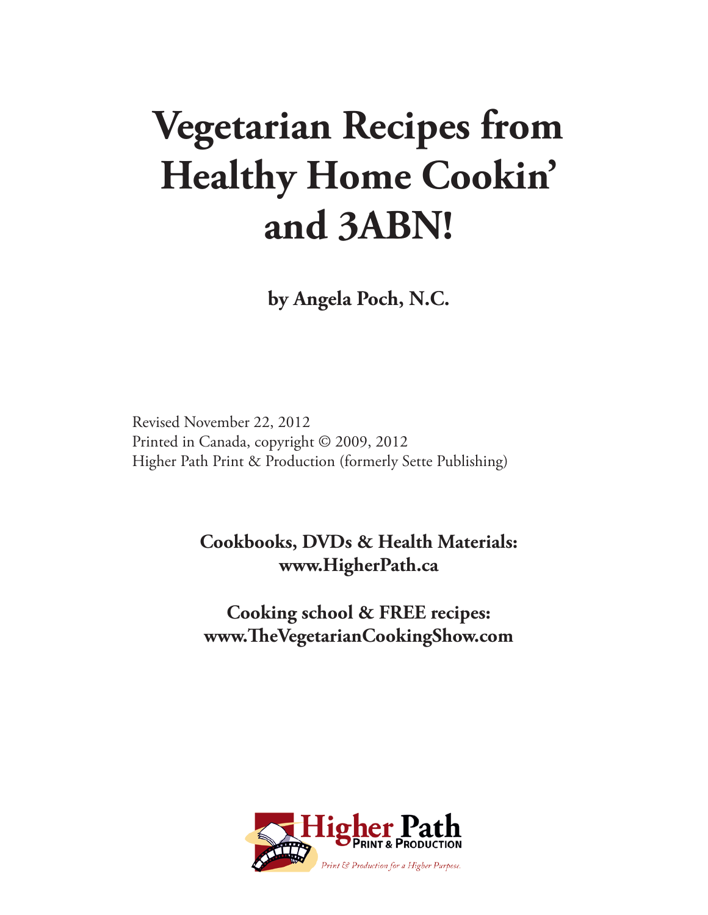# Vegetarian Recipes from Healthy Home Cookin' and 3ABN!

**by Angela Poch, N.C.**

Revised November 22, 2012
Printed in Canada, copyright © 2009, 2012
Higher Path Print & Production (formerly Sette Publishing)

**Cookbooks, DVDs & Health Materials:**
**www.HigherPath.ca**

**Cooking school & FREE recipes:**
**www.TheVegetarianCookingShow.com**

Higher Path
Print & Production
*Print & Production for a Higher Purpose.*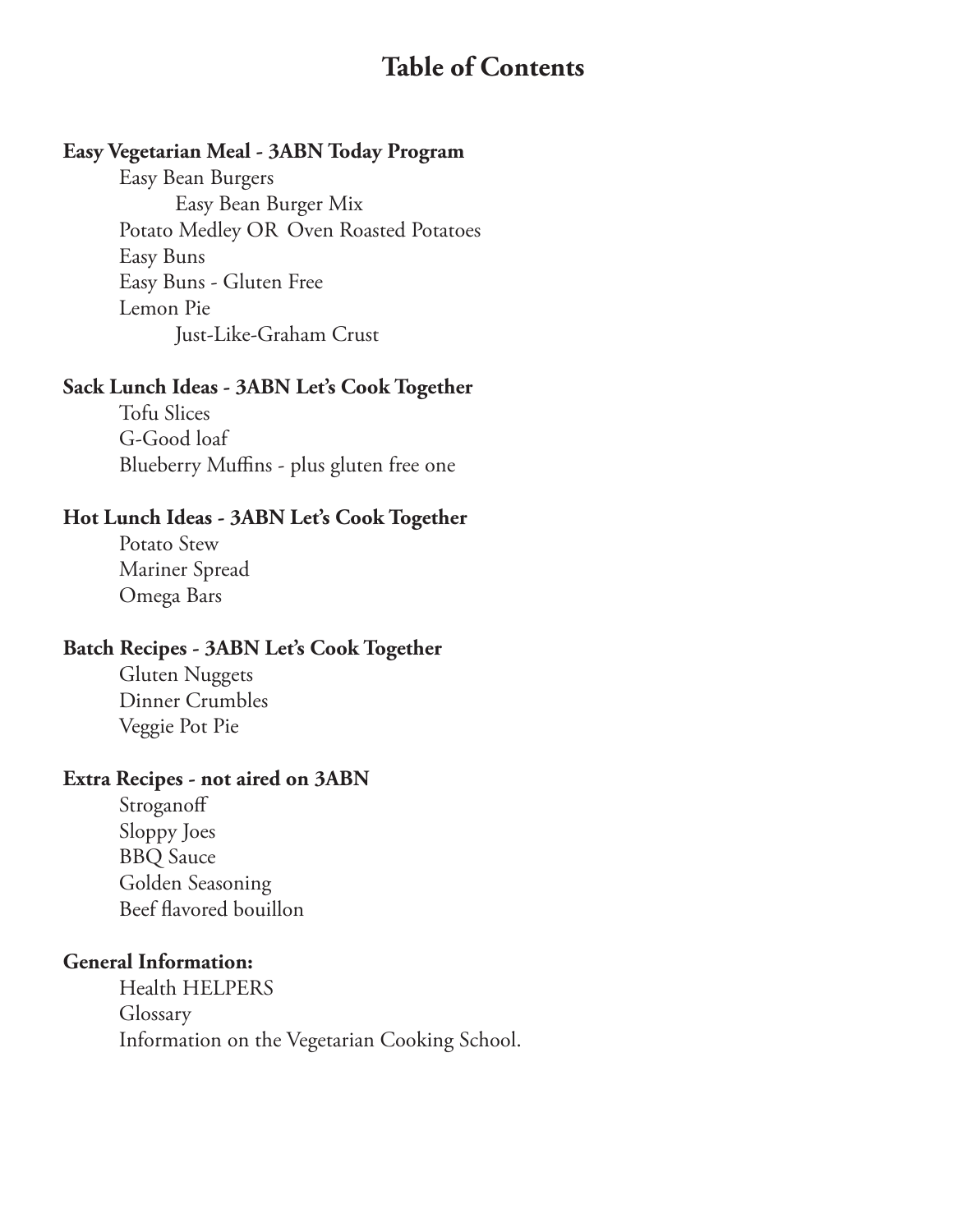# Table of Contents

**Easy Vegetarian Meal - 3ABN Today Program**

- Easy Bean Burgers
  - Easy Bean Burger Mix
- Potato Medley OR Oven Roasted Potatoes
- Easy Buns
- Easy Buns - Gluten Free
- Lemon Pie
  - Just-Like-Graham Crust

**Sack Lunch Ideas - 3ABN Let's Cook Together**

- Tofu Slices
- G-Good loaf
- Blueberry Muffins - plus gluten free one

**Hot Lunch Ideas - 3ABN Let's Cook Together**

- Potato Stew
- Mariner Spread
- Omega Bars

**Batch Recipes - 3ABN Let's Cook Together**

- Gluten Nuggets
- Dinner Crumbles
- Veggie Pot Pie

**Extra Recipes - not aired on 3ABN**

- Stroganoff
- Sloppy Joes
- BBQ Sauce
- Golden Seasoning
- Beef flavored bouillon

**General Information:**

- Health HELPERS
- Glossary
- Information on the Vegetarian Cooking School.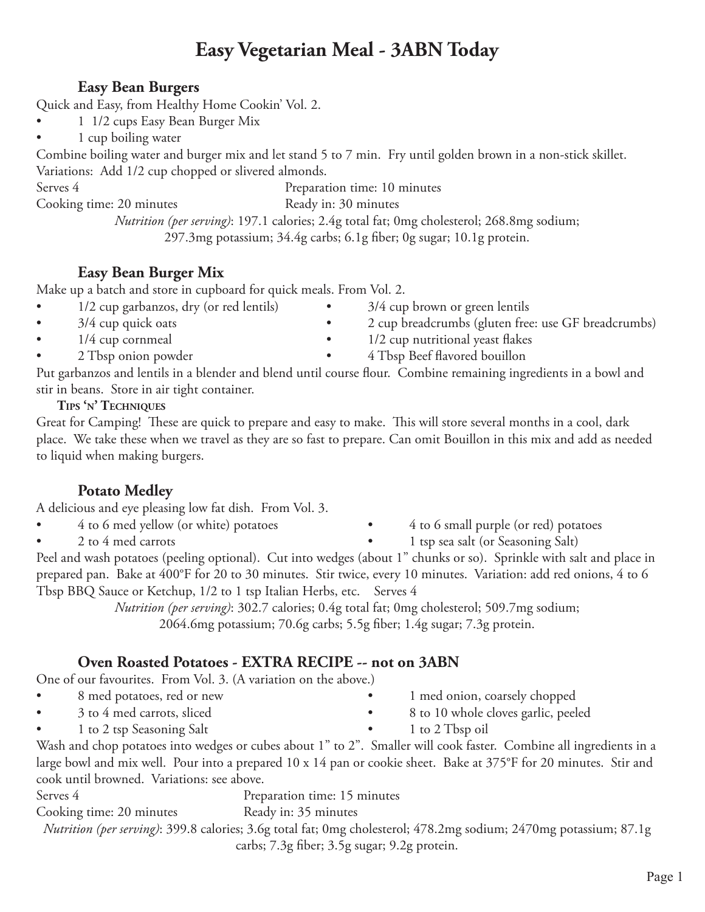# Easy Vegetarian Meal - 3ABN Today

## Easy Bean Burgers

Quick and Easy, from Healthy Home Cookin' Vol. 2.

- 1 1/2 cups Easy Bean Burger Mix
- 1 cup boiling water

Combine boiling water and burger mix and let stand 5 to 7 min. Fry until golden brown in a non-stick skillet.

Variations: Add 1/2 cup chopped or slivered almonds.

Serves 4 Preparation time: 10 minutes

Cooking time: 20 minutes Ready in: 30 minutes

*Nutrition (per serving)*: 197.1 calories; 2.4g total fat; 0mg cholesterol; 268.8mg sodium; 297.3mg potassium; 34.4g carbs; 6.1g fiber; 0g sugar; 10.1g protein.

## Easy Bean Burger Mix

Make up a batch and store in cupboard for quick meals. From Vol. 2.

- 1/2 cup garbanzos, dry (or red lentils)
- 3/4 cup quick oats
- 1/4 cup cornmeal
- 2 Tbsp onion powder
- 3/4 cup brown or green lentils
- 2 cup breadcrumbs (gluten free: use GF breadcrumbs)
- 1/2 cup nutritional yeast flakes
- 4 Tbsp Beef flavored bouillon

Put garbanzos and lentils in a blender and blend until course flour. Combine remaining ingredients in a bowl and stir in beans. Store in air tight container.

**Tips 'n' Techniques**

Great for Camping! These are quick to prepare and easy to make. This will store several months in a cool, dark place. We take these when we travel as they are so fast to prepare. Can omit Bouillon in this mix and add as needed to liquid when making burgers.

## Potato Medley

A delicious and eye pleasing low fat dish. From Vol. 3.

- 4 to 6 med yellow (or white) potatoes
- 2 to 4 med carrots
- 4 to 6 small purple (or red) potatoes
- 1 tsp sea salt (or Seasoning Salt)

Peel and wash potatoes (peeling optional). Cut into wedges (about 1" chunks or so). Sprinkle with salt and place in prepared pan. Bake at 400°F for 20 to 30 minutes. Stir twice, every 10 minutes. Variation: add red onions, 4 to 6 Tbsp BBQ Sauce or Ketchup, 1/2 to 1 tsp Italian Herbs, etc. Serves 4

*Nutrition (per serving)*: 302.7 calories; 0.4g total fat; 0mg cholesterol; 509.7mg sodium; 2064.6mg potassium; 70.6g carbs; 5.5g fiber; 1.4g sugar; 7.3g protein.

## Oven Roasted Potatoes - EXTRA RECIPE -- not on 3ABN

One of our favourites. From Vol. 3. (A variation on the above.)

- 8 med potatoes, red or new
- 3 to 4 med carrots, sliced
- 1 to 2 tsp Seasoning Salt
- 1 med onion, coarsely chopped
- 8 to 10 whole cloves garlic, peeled
- 1 to 2 Tbsp oil

Wash and chop potatoes into wedges or cubes about 1" to 2". Smaller will cook faster. Combine all ingredients in a large bowl and mix well. Pour into a prepared 10 x 14 pan or cookie sheet. Bake at 375°F for 20 minutes. Stir and cook until browned. Variations: see above.

Serves 4 Preparation time: 15 minutes

Cooking time: 20 minutes Ready in: 35 minutes

*Nutrition (per serving)*: 399.8 calories; 3.6g total fat; 0mg cholesterol; 478.2mg sodium; 2470mg potassium; 87.1g carbs; 7.3g fiber; 3.5g sugar; 9.2g protein.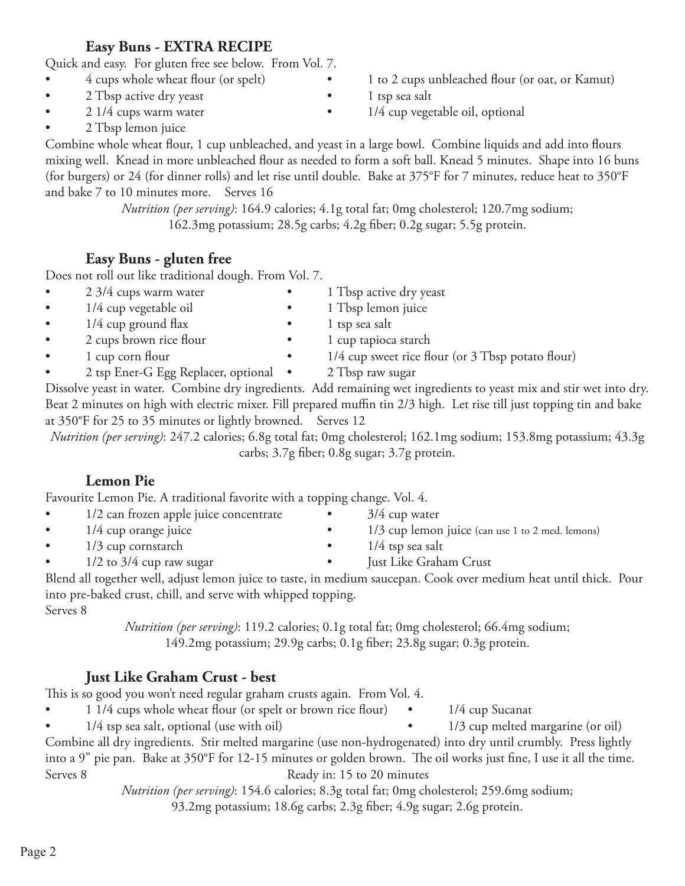### Easy Buns - EXTRA RECIPE

Quick and easy. For gluten free see below. From Vol. 7.

- 4 cups whole wheat flour (or spelt)
- 2 Tbsp active dry yeast
- 2 1/4 cups warm water
- 2 Tbsp lemon juice
- 1 to 2 cups unbleached flour (or oat, or Kamut)
- 1 tsp sea salt
- 1/4 cup vegetable oil, optional

Combine whole wheat flour, 1 cup unbleached, and yeast in a large bowl. Combine liquids and add into flours mixing well. Knead in more unbleached flour as needed to form a soft ball. Knead 5 minutes. Shape into 16 buns (for burgers) or 24 (for dinner rolls) and let rise until double. Bake at 375°F for 7 minutes, reduce heat to 350°F and bake 7 to 10 minutes more. Serves 16

*Nutrition (per serving)*: 164.9 calories; 4.1g total fat; 0mg cholesterol; 120.7mg sodium; 162.3mg potassium; 28.5g carbs; 4.2g fiber; 0.2g sugar; 5.5g protein.

### Easy Buns - gluten free

Does not roll out like traditional dough. From Vol. 7.

- 2 3/4 cups warm water
- 1/4 cup vegetable oil
- 1/4 cup ground flax
- 2 cups brown rice flour
- 1 cup corn flour
- 2 tsp Ener-G Egg Replacer, optional
- 1 Tbsp active dry yeast
- 1 Tbsp lemon juice
- 1 tsp sea salt
- 1 cup tapioca starch
- 1/4 cup sweet rice flour (or 3 Tbsp potato flour)
- 2 Tbsp raw sugar

Dissolve yeast in water. Combine dry ingredients. Add remaining wet ingredients to yeast mix and stir wet into dry. Beat 2 minutes on high with electric mixer. Fill prepared muffin tin 2/3 high. Let rise till just topping tin and bake at 350°F for 25 to 35 minutes or lightly browned. Serves 12

*Nutrition (per serving)*: 247.2 calories; 6.8g total fat; 0mg cholesterol; 162.1mg sodium; 153.8mg potassium; 43.3g carbs; 3.7g fiber; 0.8g sugar; 3.7g protein.

### Lemon Pie

Favourite Lemon Pie. A traditional favorite with a topping change. Vol. 4.

- 1/2 can frozen apple juice concentrate
- 1/4 cup orange juice
- 1/3 cup cornstarch
- 1/2 to 3/4 cup raw sugar
- 3/4 cup water
- 1/3 cup lemon juice (can use 1 to 2 med. lemons)
- 1/4 tsp sea salt
- Just Like Graham Crust

Blend all together well, adjust lemon juice to taste, in medium saucepan. Cook over medium heat until thick. Pour into pre-baked crust, chill, and serve with whipped topping.
Serves 8

*Nutrition (per serving)*: 119.2 calories; 0.1g total fat; 0mg cholesterol; 66.4mg sodium; 149.2mg potassium; 29.9g carbs; 0.1g fiber; 23.8g sugar; 0.3g protein.

### Just Like Graham Crust - best

This is so good you won't need regular graham crusts again. From Vol. 4.

- 1 1/4 cups whole wheat flour (or spelt or brown rice flour)
- 1/4 tsp sea salt, optional (use with oil)
- 1/4 cup Sucanat
- 1/3 cup melted margarine (or oil)

Combine all dry ingredients. Stir melted margarine (use non-hydrogenated) into dry until crumbly. Press lightly into a 9" pie pan. Bake at 350°F for 12-15 minutes or golden brown. The oil works just fine, I use it all the time.
Serves 8 Ready in: 15 to 20 minutes

*Nutrition (per serving)*: 154.6 calories; 8.3g total fat; 0mg cholesterol; 259.6mg sodium; 93.2mg potassium; 18.6g carbs; 2.3g fiber; 4.9g sugar; 2.6g protein.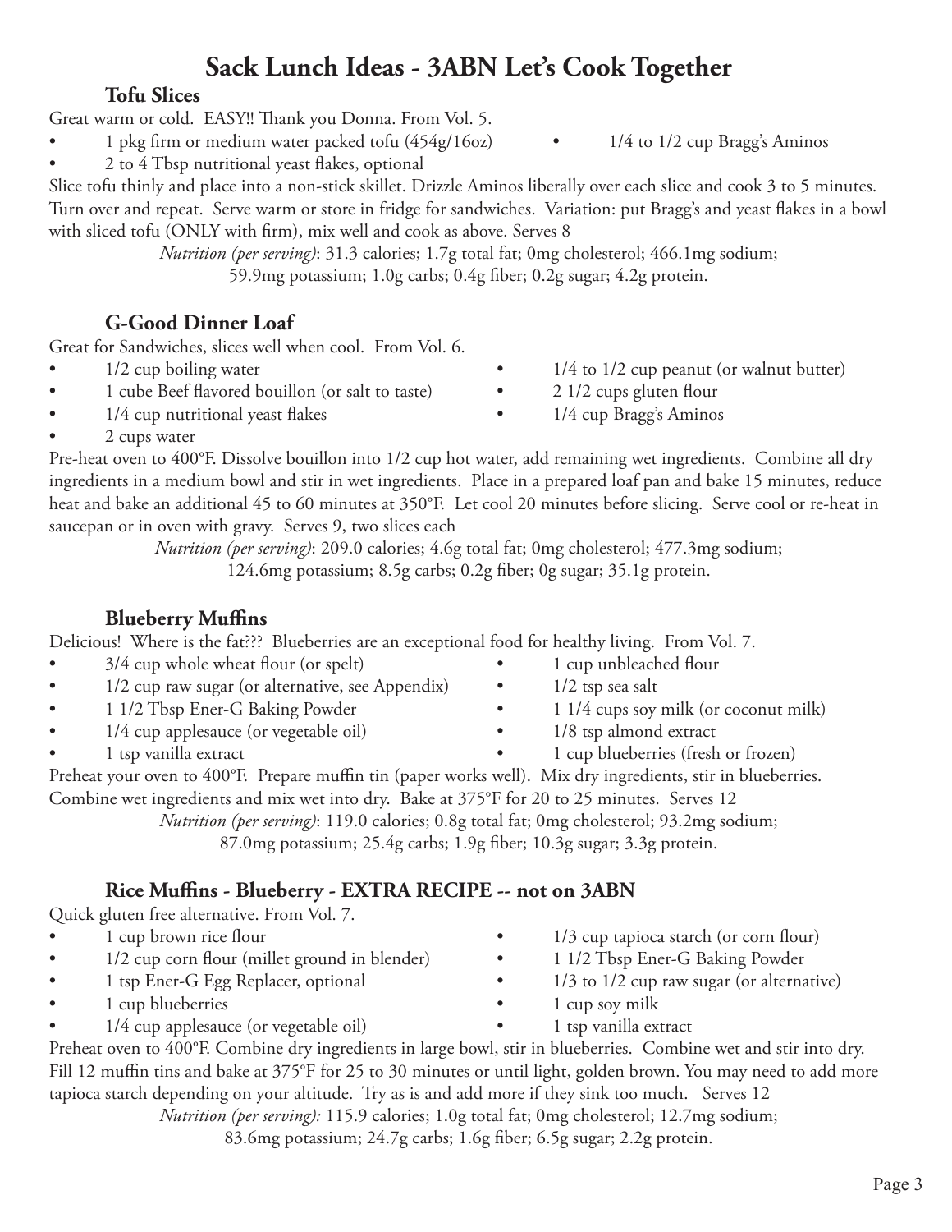# Sack Lunch Ideas - 3ABN Let's Cook Together

## Tofu Slices

Great warm or cold. EASY!! Thank you Donna. From Vol. 5.

- 1 pkg firm or medium water packed tofu (454g/16oz)
- 1/4 to 1/2 cup Bragg's Aminos
- 2 to 4 Tbsp nutritional yeast flakes, optional

Slice tofu thinly and place into a non-stick skillet. Drizzle Aminos liberally over each slice and cook 3 to 5 minutes. Turn over and repeat. Serve warm or store in fridge for sandwiches. Variation: put Bragg's and yeast flakes in a bowl with sliced tofu (ONLY with firm), mix well and cook as above. Serves 8

*Nutrition (per serving)*: 31.3 calories; 1.7g total fat; 0mg cholesterol; 466.1mg sodium; 59.9mg potassium; 1.0g carbs; 0.4g fiber; 0.2g sugar; 4.2g protein.

## G-Good Dinner Loaf

Great for Sandwiches, slices well when cool. From Vol. 6.

- 1/2 cup boiling water
- 1 cube Beef flavored bouillon (or salt to taste)
- 1/4 cup nutritional yeast flakes
- 2 cups water
- 1/4 to 1/2 cup peanut (or walnut butter)
- 2 1/2 cups gluten flour
- 1/4 cup Bragg's Aminos

Pre-heat oven to 400°F. Dissolve bouillon into 1/2 cup hot water, add remaining wet ingredients. Combine all dry ingredients in a medium bowl and stir in wet ingredients. Place in a prepared loaf pan and bake 15 minutes, reduce heat and bake an additional 45 to 60 minutes at 350°F. Let cool 20 minutes before slicing. Serve cool or re-heat in saucepan or in oven with gravy. Serves 9, two slices each

*Nutrition (per serving)*: 209.0 calories; 4.6g total fat; 0mg cholesterol; 477.3mg sodium; 124.6mg potassium; 8.5g carbs; 0.2g fiber; 0g sugar; 35.1g protein.

## Blueberry Muffins

Delicious! Where is the fat??? Blueberries are an exceptional food for healthy living. From Vol. 7.

- 3/4 cup whole wheat flour (or spelt)
- 1/2 cup raw sugar (or alternative, see Appendix)
- 1 1/2 Tbsp Ener-G Baking Powder
- 1/4 cup applesauce (or vegetable oil)
- 1 tsp vanilla extract
- 1 cup unbleached flour
- 1/2 tsp sea salt
- 1 1/4 cups soy milk (or coconut milk)
- 1/8 tsp almond extract
- 1 cup blueberries (fresh or frozen)

Preheat your oven to 400°F. Prepare muffin tin (paper works well). Mix dry ingredients, stir in blueberries. Combine wet ingredients and mix wet into dry. Bake at 375°F for 20 to 25 minutes. Serves 12

*Nutrition (per serving)*: 119.0 calories; 0.8g total fat; 0mg cholesterol; 93.2mg sodium; 87.0mg potassium; 25.4g carbs; 1.9g fiber; 10.3g sugar; 3.3g protein.

## Rice Muffins - Blueberry - EXTRA RECIPE -- not on 3ABN

Quick gluten free alternative. From Vol. 7.

- 1 cup brown rice flour
- 1/2 cup corn flour (millet ground in blender)
- 1 tsp Ener-G Egg Replacer, optional
- 1 cup blueberries
- 1/4 cup applesauce (or vegetable oil)
- 1/3 cup tapioca starch (or corn flour)
- 1 1/2 Tbsp Ener-G Baking Powder
- 1/3 to 1/2 cup raw sugar (or alternative)
- 1 cup soy milk
- 1 tsp vanilla extract

Preheat oven to 400°F. Combine dry ingredients in large bowl, stir in blueberries. Combine wet and stir into dry. Fill 12 muffin tins and bake at 375°F for 25 to 30 minutes or until light, golden brown. You may need to add more tapioca starch depending on your altitude. Try as is and add more if they sink too much. Serves 12

*Nutrition (per serving):* 115.9 calories; 1.0g total fat; 0mg cholesterol; 12.7mg sodium; 83.6mg potassium; 24.7g carbs; 1.6g fiber; 6.5g sugar; 2.2g protein.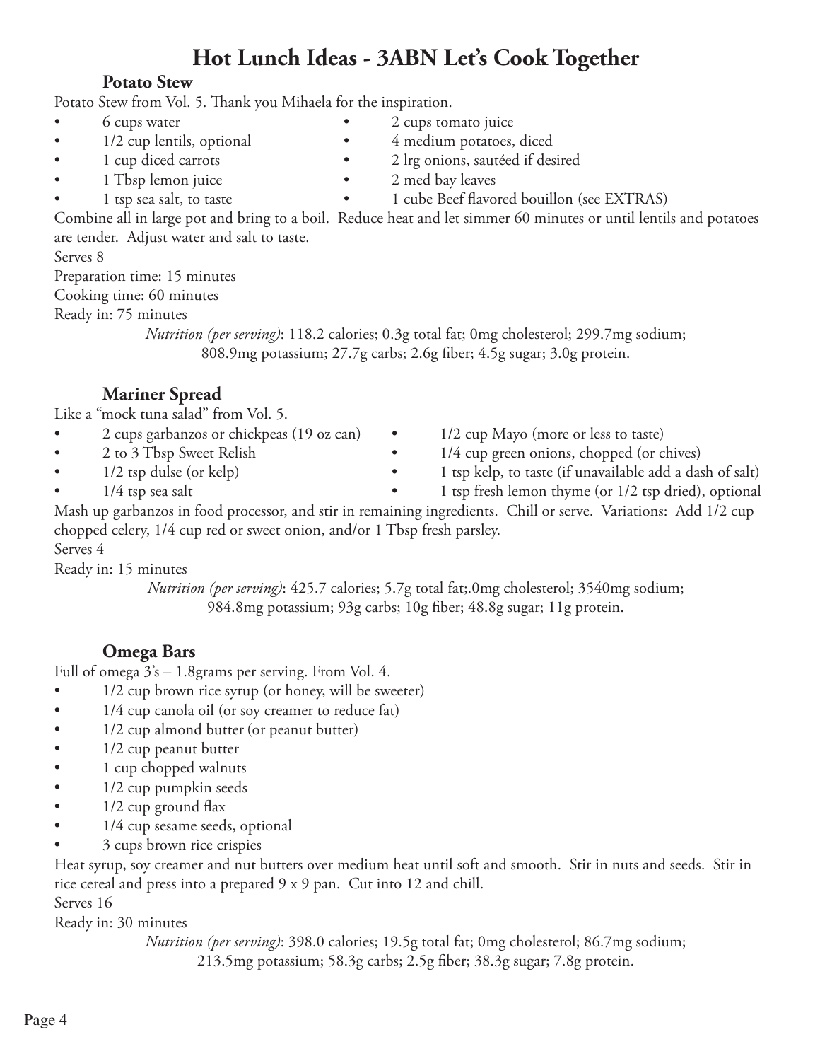# Hot Lunch Ideas - 3ABN Let's Cook Together

## Potato Stew

Potato Stew from Vol. 5. Thank you Mihaela for the inspiration.

- 6 cups water
- 1/2 cup lentils, optional
- 1 cup diced carrots
- 1 Tbsp lemon juice
- 1 tsp sea salt, to taste
- 2 cups tomato juice
- 4 medium potatoes, diced
- 2 lrg onions, sautéed if desired
- 2 med bay leaves
- 1 cube Beef flavored bouillon (see EXTRAS)

Combine all in large pot and bring to a boil. Reduce heat and let simmer 60 minutes or until lentils and potatoes are tender. Adjust water and salt to taste.

Serves 8

Preparation time: 15 minutes

Cooking time: 60 minutes

Ready in: 75 minutes

*Nutrition (per serving)*: 118.2 calories; 0.3g total fat; 0mg cholesterol; 299.7mg sodium; 808.9mg potassium; 27.7g carbs; 2.6g fiber; 4.5g sugar; 3.0g protein.

## Mariner Spread

Like a "mock tuna salad" from Vol. 5.

- 2 cups garbanzos or chickpeas (19 oz can)
- 2 to 3 Tbsp Sweet Relish
- 1/2 tsp dulse (or kelp)
- 1/4 tsp sea salt
- 1/2 cup Mayo (more or less to taste)
- 1/4 cup green onions, chopped (or chives)
- 1 tsp kelp, to taste (if unavailable add a dash of salt)
- 1 tsp fresh lemon thyme (or 1/2 tsp dried), optional

Mash up garbanzos in food processor, and stir in remaining ingredients. Chill or serve. Variations: Add 1/2 cup chopped celery, 1/4 cup red or sweet onion, and/or 1 Tbsp fresh parsley.

Serves 4

Ready in: 15 minutes

*Nutrition (per serving)*: 425.7 calories; 5.7g total fat;.0mg cholesterol; 3540mg sodium; 984.8mg potassium; 93g carbs; 10g fiber; 48.8g sugar; 11g protein.

## Omega Bars

Full of omega 3's – 1.8grams per serving. From Vol. 4.

- 1/2 cup brown rice syrup (or honey, will be sweeter)
- 1/4 cup canola oil (or soy creamer to reduce fat)
- 1/2 cup almond butter (or peanut butter)
- 1/2 cup peanut butter
- 1 cup chopped walnuts
- 1/2 cup pumpkin seeds
- 1/2 cup ground flax
- 1/4 cup sesame seeds, optional
- 3 cups brown rice crispies

Heat syrup, soy creamer and nut butters over medium heat until soft and smooth. Stir in nuts and seeds. Stir in rice cereal and press into a prepared 9 x 9 pan. Cut into 12 and chill.

Serves 16

Ready in: 30 minutes

*Nutrition (per serving)*: 398.0 calories; 19.5g total fat; 0mg cholesterol; 86.7mg sodium; 213.5mg potassium; 58.3g carbs; 2.5g fiber; 38.3g sugar; 7.8g protein.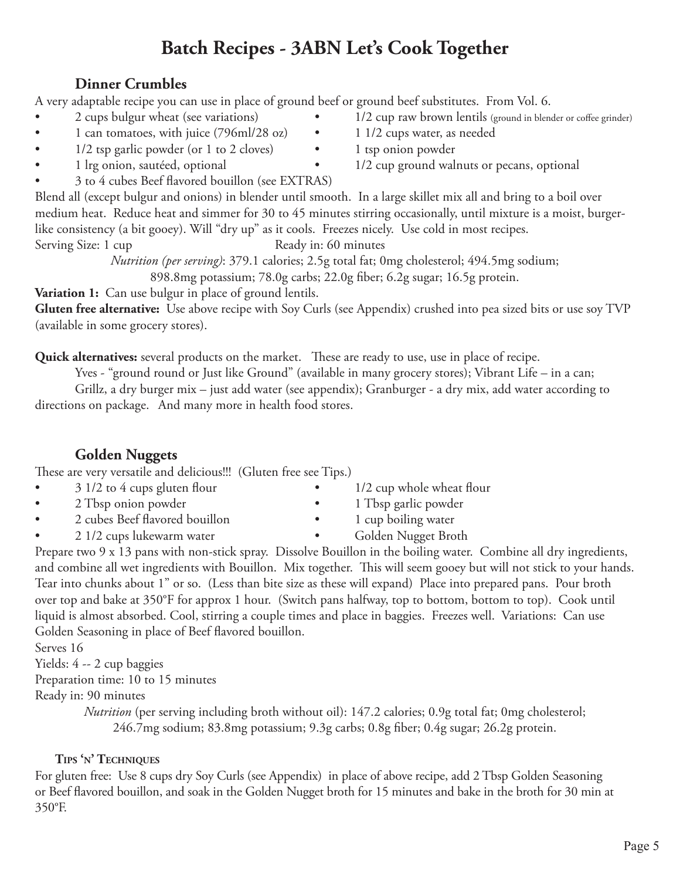# Batch Recipes - 3ABN Let's Cook Together

## Dinner Crumbles

A very adaptable recipe you can use in place of ground beef or ground beef substitutes. From Vol. 6.

- 2 cups bulgur wheat (see variations)
- 1 can tomatoes, with juice (796ml/28 oz)
- 1/2 tsp garlic powder (or 1 to 2 cloves)
- 1 lrg onion, sautéed, optional
- 3 to 4 cubes Beef flavored bouillon (see EXTRAS)
- 1/2 cup raw brown lentils (ground in blender or coffee grinder)
- 1 1/2 cups water, as needed
- 1 tsp onion powder
- 1/2 cup ground walnuts or pecans, optional

Blend all (except bulgur and onions) in blender until smooth. In a large skillet mix all and bring to a boil over medium heat. Reduce heat and simmer for 30 to 45 minutes stirring occasionally, until mixture is a moist, burger-like consistency (a bit gooey). Will "dry up" as it cools. Freezes nicely. Use cold in most recipes.

Serving Size: 1 cup Ready in: 60 minutes

*Nutrition (per serving)*: 379.1 calories; 2.5g total fat; 0mg cholesterol; 494.5mg sodium; 898.8mg potassium; 78.0g carbs; 22.0g fiber; 6.2g sugar; 16.5g protein.

**Variation 1:** Can use bulgur in place of ground lentils.

**Gluten free alternative:** Use above recipe with Soy Curls (see Appendix) crushed into pea sized bits or use soy TVP (available in some grocery stores).

**Quick alternatives:** several products on the market. These are ready to use, use in place of recipe.

Yves - "ground round or Just like Ground" (available in many grocery stores); Vibrant Life – in a can; Grillz, a dry burger mix – just add water (see appendix); Granburger - a dry mix, add water according to directions on package. And many more in health food stores.

## Golden Nuggets

These are very versatile and delicious!!! (Gluten free see Tips.)

- 3 1/2 to 4 cups gluten flour
- 2 Tbsp onion powder
- 2 cubes Beef flavored bouillon
- 2 1/2 cups lukewarm water
- 1/2 cup whole wheat flour
- 1 Tbsp garlic powder
- 1 cup boiling water
- Golden Nugget Broth

Prepare two 9 x 13 pans with non-stick spray. Dissolve Bouillon in the boiling water. Combine all dry ingredients, and combine all wet ingredients with Bouillon. Mix together. This will seem gooey but will not stick to your hands. Tear into chunks about 1" or so. (Less than bite size as these will expand) Place into prepared pans. Pour broth over top and bake at 350°F for approx 1 hour. (Switch pans halfway, top to bottom, bottom to top). Cook until liquid is almost absorbed. Cool, stirring a couple times and place in baggies. Freezes well. Variations: Can use Golden Seasoning in place of Beef flavored bouillon.

Serves 16

Yields: 4 -- 2 cup baggies

Preparation time: 10 to 15 minutes

Ready in: 90 minutes

*Nutrition* (per serving including broth without oil): 147.2 calories; 0.9g total fat; 0mg cholesterol; 246.7mg sodium; 83.8mg potassium; 9.3g carbs; 0.8g fiber; 0.4g sugar; 26.2g protein.

### Tips 'n' Techniques

For gluten free: Use 8 cups dry Soy Curls (see Appendix) in place of above recipe, add 2 Tbsp Golden Seasoning or Beef flavored bouillon, and soak in the Golden Nugget broth for 15 minutes and bake in the broth for 30 min at 350°F.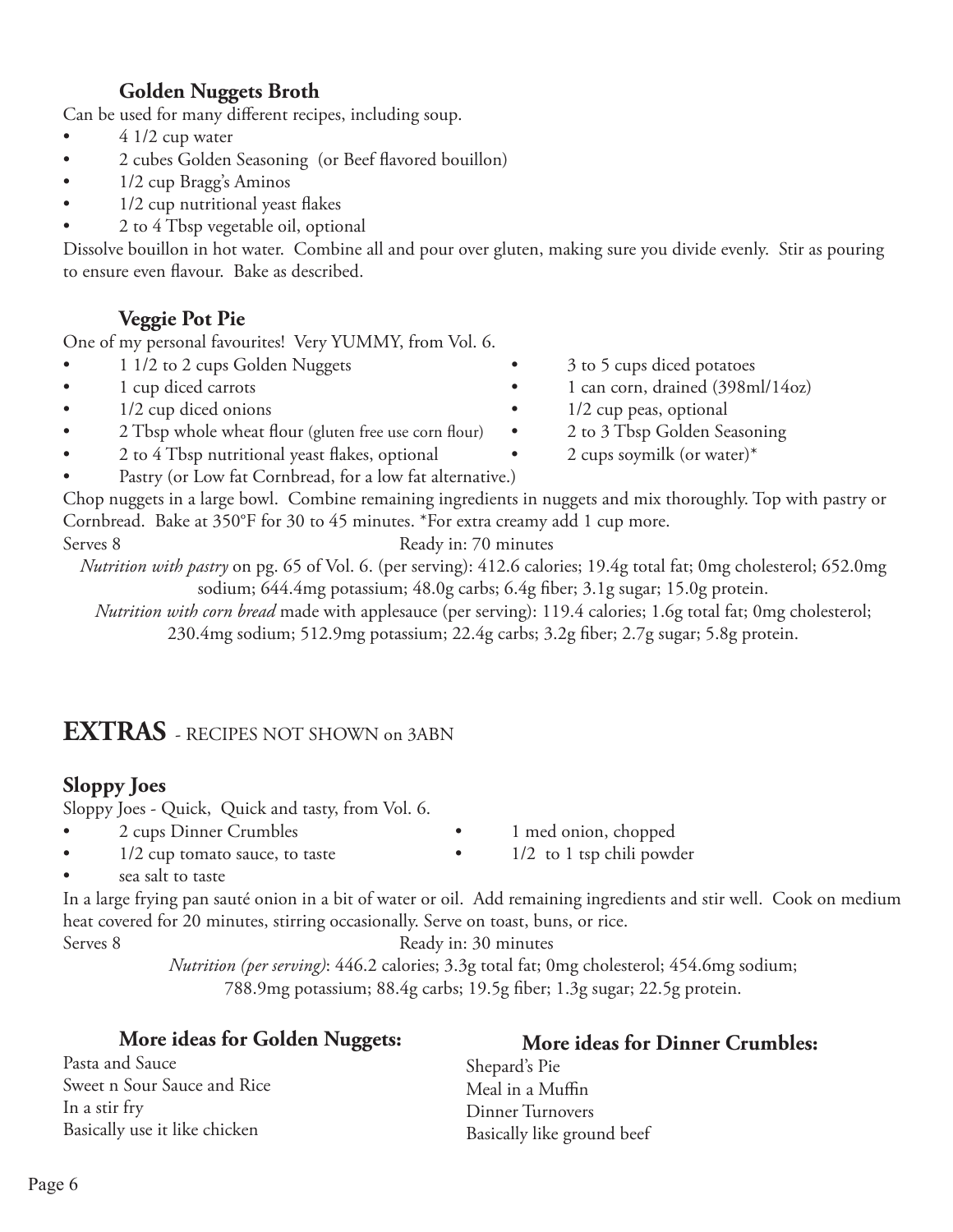### Golden Nuggets Broth

Can be used for many different recipes, including soup.

- 4 1/2 cup water
- 2 cubes Golden Seasoning (or Beef flavored bouillon)
- 1/2 cup Bragg's Aminos
- 1/2 cup nutritional yeast flakes
- 2 to 4 Tbsp vegetable oil, optional

Dissolve bouillon in hot water. Combine all and pour over gluten, making sure you divide evenly. Stir as pouring to ensure even flavour. Bake as described.

### Veggie Pot Pie

One of my personal favourites! Very YUMMY, from Vol. 6.

- 1 1/2 to 2 cups Golden Nuggets
- 1 cup diced carrots
- 1/2 cup diced onions
- 2 Tbsp whole wheat flour (gluten free use corn flour)
- 2 to 4 Tbsp nutritional yeast flakes, optional
- Pastry (or Low fat Cornbread, for a low fat alternative.)
- 3 to 5 cups diced potatoes
- 1 can corn, drained (398ml/14oz)
- 1/2 cup peas, optional
- 2 to 3 Tbsp Golden Seasoning
- 2 cups soymilk (or water)*

Chop nuggets in a large bowl. Combine remaining ingredients in nuggets and mix thoroughly. Top with pastry or Cornbread. Bake at 350°F for 30 to 45 minutes. *For extra creamy add 1 cup more.

Serves 8 Ready in: 70 minutes

*Nutrition with pastry* on pg. 65 of Vol. 6. (per serving): 412.6 calories; 19.4g total fat; 0mg cholesterol; 652.0mg sodium; 644.4mg potassium; 48.0g carbs; 6.4g fiber; 3.1g sugar; 15.0g protein.

*Nutrition with corn bread* made with applesauce (per serving): 119.4 calories; 1.6g total fat; 0mg cholesterol; 230.4mg sodium; 512.9mg potassium; 22.4g carbs; 3.2g fiber; 2.7g sugar; 5.8g protein.

## EXTRAS - RECIPES NOT SHOWN on 3ABN

### Sloppy Joes

Sloppy Joes - Quick, Quick and tasty, from Vol. 6.

- 2 cups Dinner Crumbles
- 1/2 cup tomato sauce, to taste
- sea salt to taste
- 1 med onion, chopped
- 1/2 to 1 tsp chili powder

In a large frying pan sauté onion in a bit of water or oil. Add remaining ingredients and stir well. Cook on medium heat covered for 20 minutes, stirring occasionally. Serve on toast, buns, or rice.

Serves 8 Ready in: 30 minutes

*Nutrition (per serving)*: 446.2 calories; 3.3g total fat; 0mg cholesterol; 454.6mg sodium; 788.9mg potassium; 88.4g carbs; 19.5g fiber; 1.3g sugar; 22.5g protein.

### More ideas for Golden Nuggets:

Pasta and Sauce
Sweet n Sour Sauce and Rice
In a stir fry
Basically use it like chicken

### More ideas for Dinner Crumbles:

Shepard's Pie
Meal in a Muffin
Dinner Turnovers
Basically like ground beef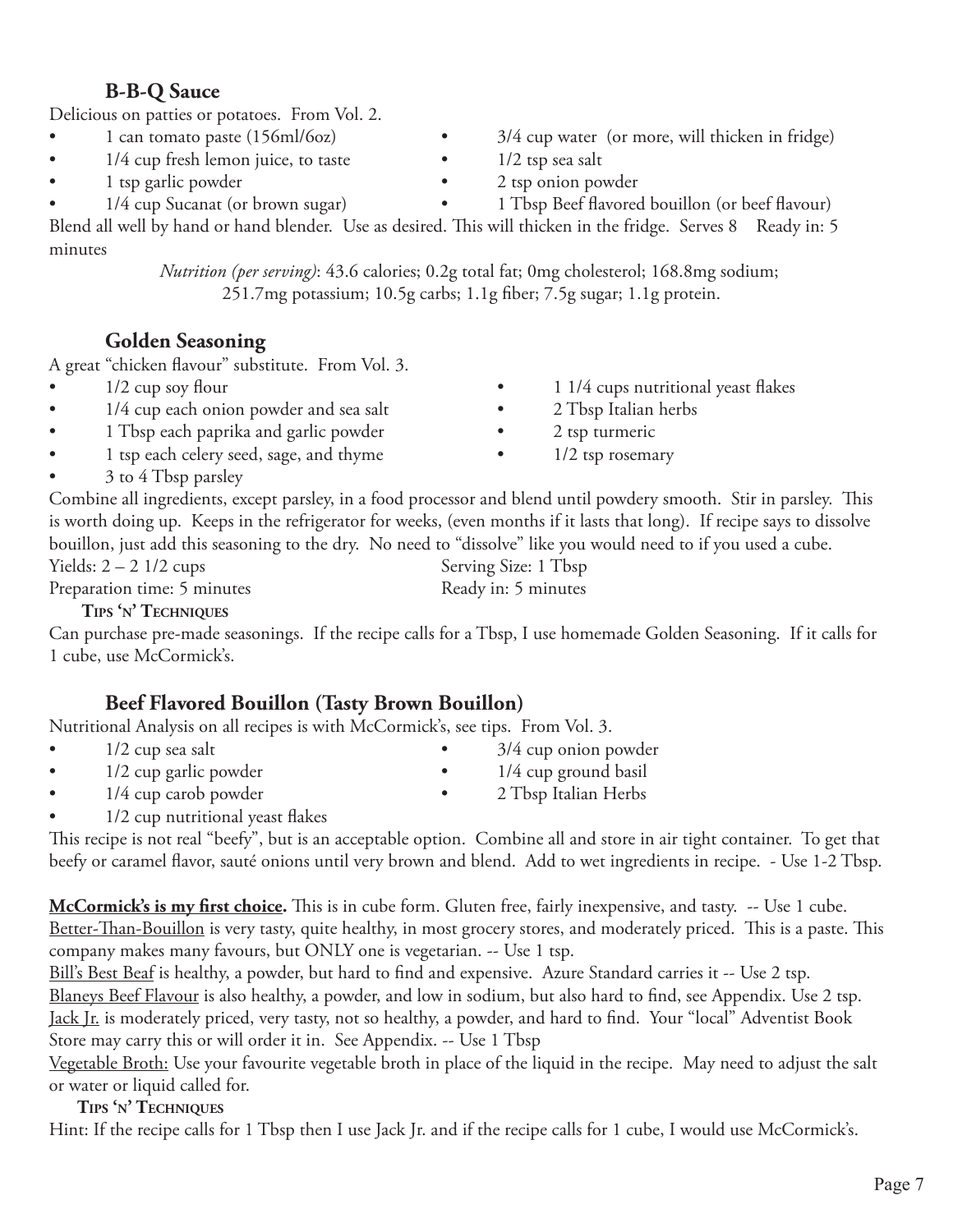## B-B-Q Sauce

Delicious on patties or potatoes. From Vol. 2.

- 1 can tomato paste (156ml/6oz)
- 1/4 cup fresh lemon juice, to taste
- 1 tsp garlic powder
- 1/4 cup Sucanat (or brown sugar)
- 3/4 cup water (or more, will thicken in fridge)
- 1/2 tsp sea salt
- 2 tsp onion powder
- 1 Tbsp Beef flavored bouillon (or beef flavour)

Blend all well by hand or hand blender. Use as desired. This will thicken in the fridge. Serves 8 Ready in: 5 minutes

*Nutrition (per serving)*: 43.6 calories; 0.2g total fat; 0mg cholesterol; 168.8mg sodium; 251.7mg potassium; 10.5g carbs; 1.1g fiber; 7.5g sugar; 1.1g protein.

## Golden Seasoning

A great "chicken flavour" substitute. From Vol. 3.

- 1/2 cup soy flour
- 1/4 cup each onion powder and sea salt
- 1 Tbsp each paprika and garlic powder
- 1 tsp each celery seed, sage, and thyme
- 3 to 4 Tbsp parsley
- 1 1/4 cups nutritional yeast flakes
- 2 Tbsp Italian herbs
- 2 tsp turmeric
- 1/2 tsp rosemary

Combine all ingredients, except parsley, in a food processor and blend until powdery smooth. Stir in parsley. This is worth doing up. Keeps in the refrigerator for weeks, (even months if it lasts that long). If recipe says to dissolve bouillon, just add this seasoning to the dry. No need to "dissolve" like you would need to if you used a cube.

Yields: 2 – 2 1/2 cups
Serving Size: 1 Tbsp
Preparation time: 5 minutes
Ready in: 5 minutes

**Tips 'n' Techniques**

Can purchase pre-made seasonings. If the recipe calls for a Tbsp, I use homemade Golden Seasoning. If it calls for 1 cube, use McCormick's.

## Beef Flavored Bouillon (Tasty Brown Bouillon)

Nutritional Analysis on all recipes is with McCormick's, see tips. From Vol. 3.

- 1/2 cup sea salt
- 1/2 cup garlic powder
- 1/4 cup carob powder
- 1/2 cup nutritional yeast flakes
- 3/4 cup onion powder
- 1/4 cup ground basil
- 2 Tbsp Italian Herbs

This recipe is not real "beefy", but is an acceptable option. Combine all and store in air tight container. To get that beefy or caramel flavor, sauté onions until very brown and blend. Add to wet ingredients in recipe. - Use 1-2 Tbsp.

**McCormick's is my first choice.** This is in cube form. Gluten free, fairly inexpensive, and tasty. -- Use 1 cube.
Better-Than-Bouillon is very tasty, quite healthy, in most grocery stores, and moderately priced. This is a paste. This company makes many favours, but ONLY one is vegetarian. -- Use 1 tsp.
Bill's Best Beaf is healthy, a powder, but hard to find and expensive. Azure Standard carries it -- Use 2 tsp.
Blaneys Beef Flavour is also healthy, a powder, and low in sodium, but also hard to find, see Appendix. Use 2 tsp.
Jack Jr. is moderately priced, very tasty, not so healthy, a powder, and hard to find. Your "local" Adventist Book Store may carry this or will order it in. See Appendix. -- Use 1 Tbsp
Vegetable Broth: Use your favourite vegetable broth in place of the liquid in the recipe. May need to adjust the salt or water or liquid called for.

**Tips 'n' Techniques**

Hint: If the recipe calls for 1 Tbsp then I use Jack Jr. and if the recipe calls for 1 cube, I would use McCormick's.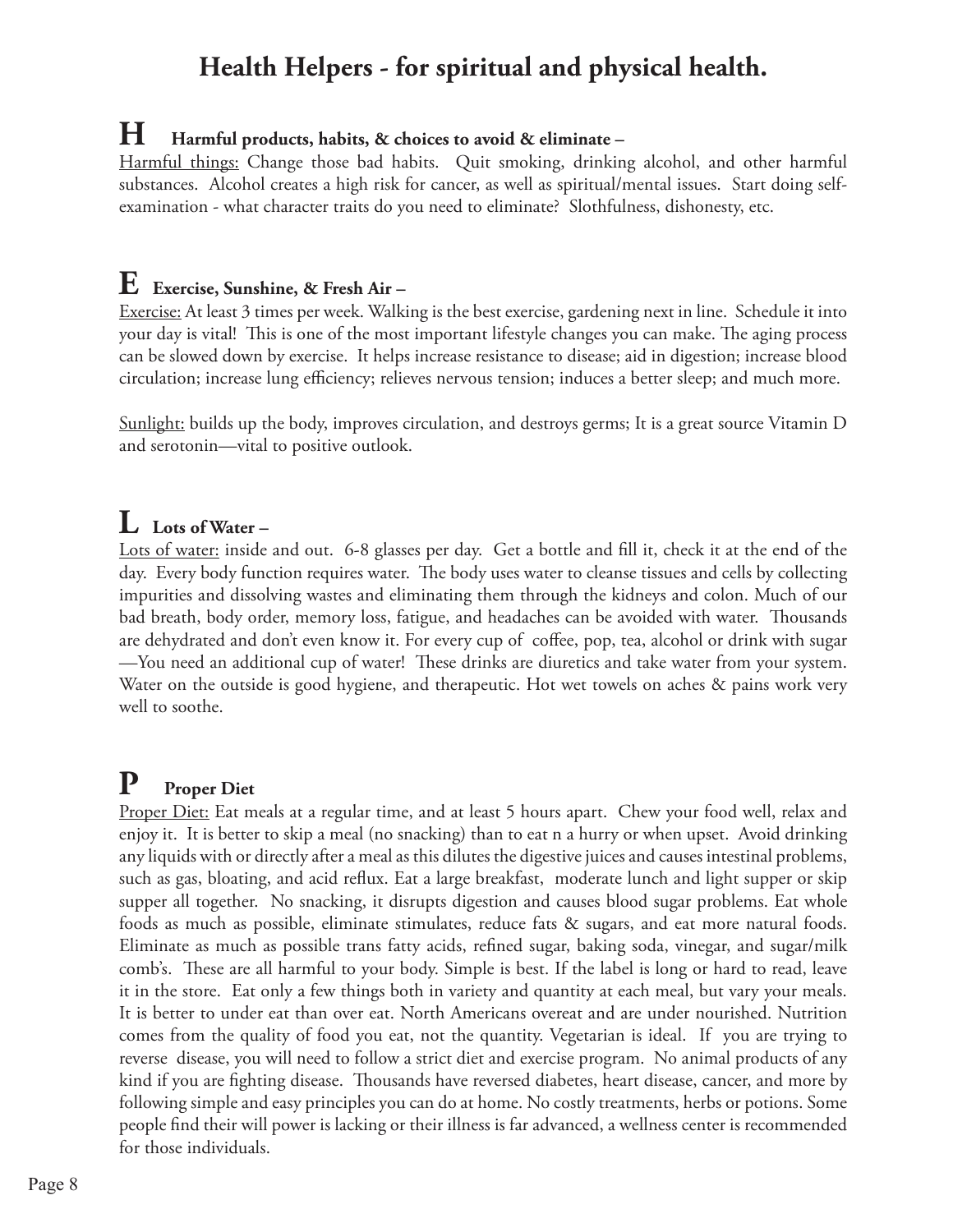# Health Helpers - for spiritual and physical health.

## H Harmful products, habits, & choices to avoid & eliminate –

Harmful things: Change those bad habits. Quit smoking, drinking alcohol, and other harmful substances. Alcohol creates a high risk for cancer, as well as spiritual/mental issues. Start doing self-examination - what character traits do you need to eliminate? Slothfulness, dishonesty, etc.

## E Exercise, Sunshine, & Fresh Air –

Exercise: At least 3 times per week. Walking is the best exercise, gardening next in line. Schedule it into your day is vital! This is one of the most important lifestyle changes you can make. The aging process can be slowed down by exercise. It helps increase resistance to disease; aid in digestion; increase blood circulation; increase lung efficiency; relieves nervous tension; induces a better sleep; and much more.

Sunlight: builds up the body, improves circulation, and destroys germs; It is a great source Vitamin D and serotonin—vital to positive outlook.

## L Lots of Water –

Lots of water: inside and out. 6-8 glasses per day. Get a bottle and fill it, check it at the end of the day. Every body function requires water. The body uses water to cleanse tissues and cells by collecting impurities and dissolving wastes and eliminating them through the kidneys and colon. Much of our bad breath, body order, memory loss, fatigue, and headaches can be avoided with water. Thousands are dehydrated and don't even know it. For every cup of coffee, pop, tea, alcohol or drink with sugar —You need an additional cup of water! These drinks are diuretics and take water from your system. Water on the outside is good hygiene, and therapeutic. Hot wet towels on aches & pains work very well to soothe.

## P Proper Diet

Proper Diet: Eat meals at a regular time, and at least 5 hours apart. Chew your food well, relax and enjoy it. It is better to skip a meal (no snacking) than to eat n a hurry or when upset. Avoid drinking any liquids with or directly after a meal as this dilutes the digestive juices and causes intestinal problems, such as gas, bloating, and acid reflux. Eat a large breakfast, moderate lunch and light supper or skip supper all together. No snacking, it disrupts digestion and causes blood sugar problems. Eat whole foods as much as possible, eliminate stimulates, reduce fats & sugars, and eat more natural foods. Eliminate as much as possible trans fatty acids, refined sugar, baking soda, vinegar, and sugar/milk comb's. These are all harmful to your body. Simple is best. If the label is long or hard to read, leave it in the store. Eat only a few things both in variety and quantity at each meal, but vary your meals. It is better to under eat than over eat. North Americans overeat and are under nourished. Nutrition comes from the quality of food you eat, not the quantity. Vegetarian is ideal. If you are trying to reverse disease, you will need to follow a strict diet and exercise program. No animal products of any kind if you are fighting disease. Thousands have reversed diabetes, heart disease, cancer, and more by following simple and easy principles you can do at home. No costly treatments, herbs or potions. Some people find their will power is lacking or their illness is far advanced, a wellness center is recommended for those individuals.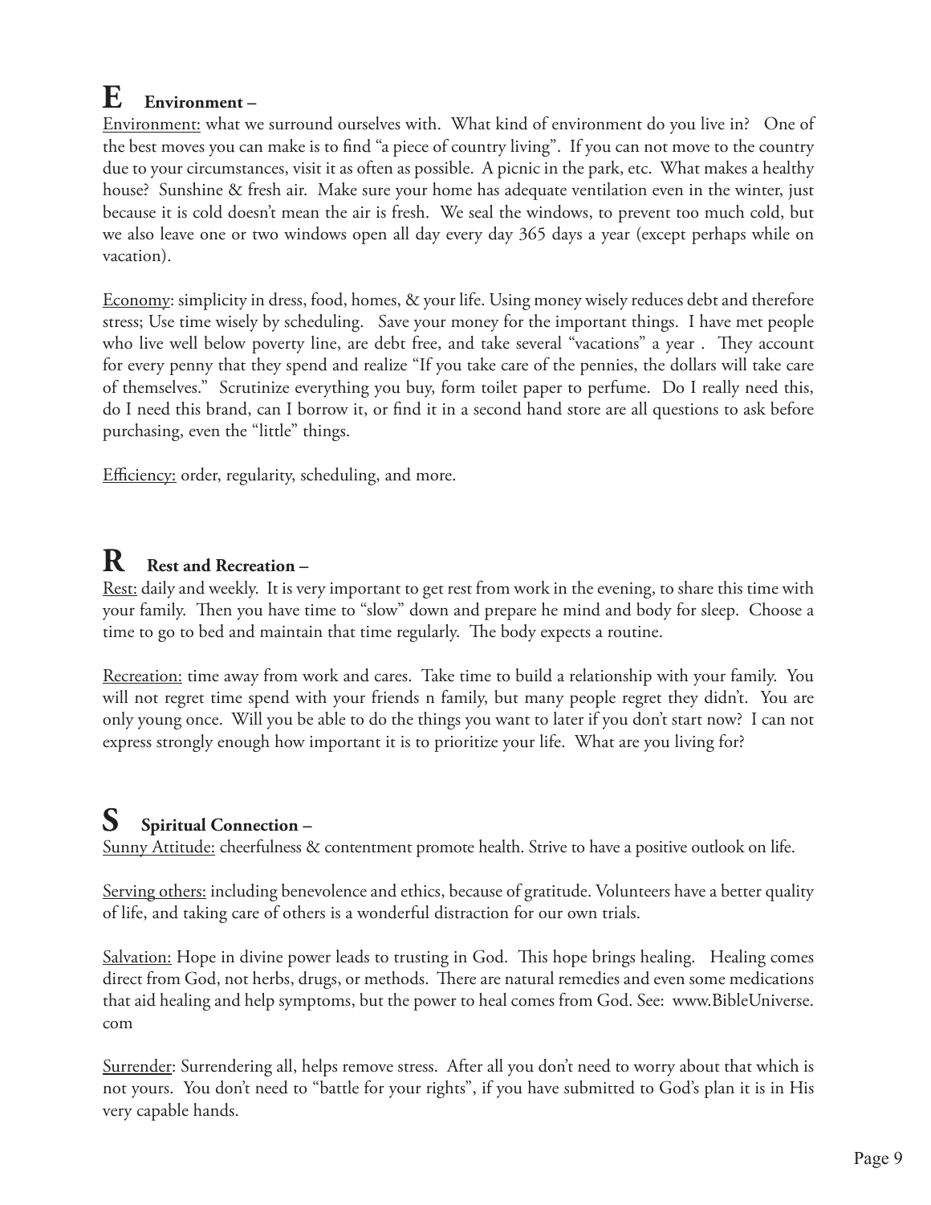## E Environment –

Environment: what we surround ourselves with. What kind of environment do you live in? One of the best moves you can make is to find "a piece of country living". If you can not move to the country due to your circumstances, visit it as often as possible. A picnic in the park, etc. What makes a healthy house? Sunshine & fresh air. Make sure your home has adequate ventilation even in the winter, just because it is cold doesn't mean the air is fresh. We seal the windows, to prevent too much cold, but we also leave one or two windows open all day every day 365 days a year (except perhaps while on vacation).

Economy: simplicity in dress, food, homes, & your life. Using money wisely reduces debt and therefore stress; Use time wisely by scheduling. Save your money for the important things. I have met people who live well below poverty line, are debt free, and take several "vacations" a year . They account for every penny that they spend and realize "If you take care of the pennies, the dollars will take care of themselves." Scrutinize everything you buy, form toilet paper to perfume. Do I really need this, do I need this brand, can I borrow it, or find it in a second hand store are all questions to ask before purchasing, even the "little" things.

Efficiency: order, regularity, scheduling, and more.

## R Rest and Recreation –

Rest: daily and weekly. It is very important to get rest from work in the evening, to share this time with your family. Then you have time to "slow" down and prepare he mind and body for sleep. Choose a time to go to bed and maintain that time regularly. The body expects a routine.

Recreation: time away from work and cares. Take time to build a relationship with your family. You will not regret time spend with your friends n family, but many people regret they didn't. You are only young once. Will you be able to do the things you want to later if you don't start now? I can not express strongly enough how important it is to prioritize your life. What are you living for?

## S Spiritual Connection –

Sunny Attitude: cheerfulness & contentment promote health. Strive to have a positive outlook on life.

Serving others: including benevolence and ethics, because of gratitude. Volunteers have a better quality of life, and taking care of others is a wonderful distraction for our own trials.

Salvation: Hope in divine power leads to trusting in God. This hope brings healing. Healing comes direct from God, not herbs, drugs, or methods. There are natural remedies and even some medications that aid healing and help symptoms, but the power to heal comes from God. See: www.BibleUniverse.com

Surrender: Surrendering all, helps remove stress. After all you don't need to worry about that which is not yours. You don't need to "battle for your rights", if you have submitted to God's plan it is in His very capable hands.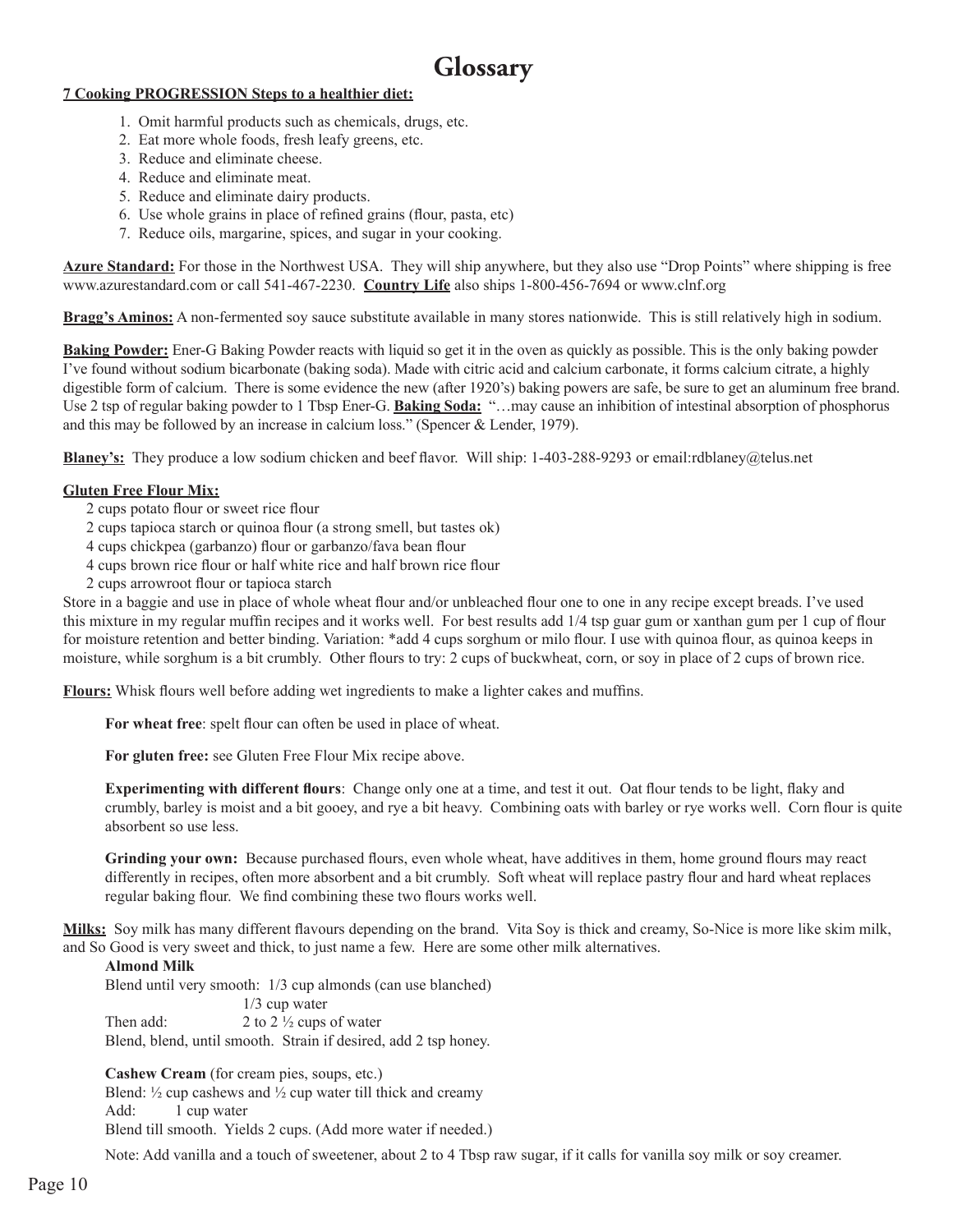# Glossary

**7 Cooking PROGRESSION Steps to a healthier diet:**

1. Omit harmful products such as chemicals, drugs, etc.
2. Eat more whole foods, fresh leafy greens, etc.
3. Reduce and eliminate cheese.
4. Reduce and eliminate meat.
5. Reduce and eliminate dairy products.
6. Use whole grains in place of refined grains (flour, pasta, etc)
7. Reduce oils, margarine, spices, and sugar in your cooking.

**Azure Standard:** For those in the Northwest USA. They will ship anywhere, but they also use "Drop Points" where shipping is free www.azurestandard.com or call 541-467-2230. **Country Life** also ships 1-800-456-7694 or www.clnf.org

**Bragg's Aminos:** A non-fermented soy sauce substitute available in many stores nationwide. This is still relatively high in sodium.

**Baking Powder:** Ener-G Baking Powder reacts with liquid so get it in the oven as quickly as possible. This is the only baking powder I've found without sodium bicarbonate (baking soda). Made with citric acid and calcium carbonate, it forms calcium citrate, a highly digestible form of calcium. There is some evidence the new (after 1920's) baking powers are safe, be sure to get an aluminum free brand. Use 2 tsp of regular baking powder to 1 Tbsp Ener-G. **Baking Soda:** "…may cause an inhibition of intestinal absorption of phosphorus and this may be followed by an increase in calcium loss." (Spencer & Lender, 1979).

**Blaney's:** They produce a low sodium chicken and beef flavor. Will ship: 1-403-288-9293 or email:rdblaney@telus.net

**Gluten Free Flour Mix:**

2 cups potato flour or sweet rice flour
2 cups tapioca starch or quinoa flour (a strong smell, but tastes ok)
4 cups chickpea (garbanzo) flour or garbanzo/fava bean flour
4 cups brown rice flour or half white rice and half brown rice flour
2 cups arrowroot flour or tapioca starch

Store in a baggie and use in place of whole wheat flour and/or unbleached flour one to one in any recipe except breads. I've used this mixture in my regular muffin recipes and it works well. For best results add 1/4 tsp guar gum or xanthan gum per 1 cup of flour for moisture retention and better binding. Variation: *add 4 cups sorghum or milo flour. I use with quinoa flour, as quinoa keeps in moisture, while sorghum is a bit crumbly. Other flours to try: 2 cups of buckwheat, corn, or soy in place of 2 cups of brown rice.

**Flours:** Whisk flours well before adding wet ingredients to make a lighter cakes and muffins.

**For wheat free**: spelt flour can often be used in place of wheat.

**For gluten free:** see Gluten Free Flour Mix recipe above.

**Experimenting with different flours**: Change only one at a time, and test it out. Oat flour tends to be light, flaky and crumbly, barley is moist and a bit gooey, and rye a bit heavy. Combining oats with barley or rye works well. Corn flour is quite absorbent so use less.

**Grinding your own:** Because purchased flours, even whole wheat, have additives in them, home ground flours may react differently in recipes, often more absorbent and a bit crumbly. Soft wheat will replace pastry flour and hard wheat replaces regular baking flour. We find combining these two flours works well.

**Milks:** Soy milk has many different flavours depending on the brand. Vita Soy is thick and creamy, So-Nice is more like skim milk, and So Good is very sweet and thick, to just name a few. Here are some other milk alternatives.

**Almond Milk**

Blend until very smooth: 1/3 cup almonds (can use blanched)
1/3 cup water
Then add: 2 to 2 ½ cups of water
Blend, blend, until smooth. Strain if desired, add 2 tsp honey.

**Cashew Cream** (for cream pies, soups, etc.)

Blend: ½ cup cashews and ½ cup water till thick and creamy
Add: 1 cup water
Blend till smooth. Yields 2 cups. (Add more water if needed.)

Note: Add vanilla and a touch of sweetener, about 2 to 4 Tbsp raw sugar, if it calls for vanilla soy milk or soy creamer.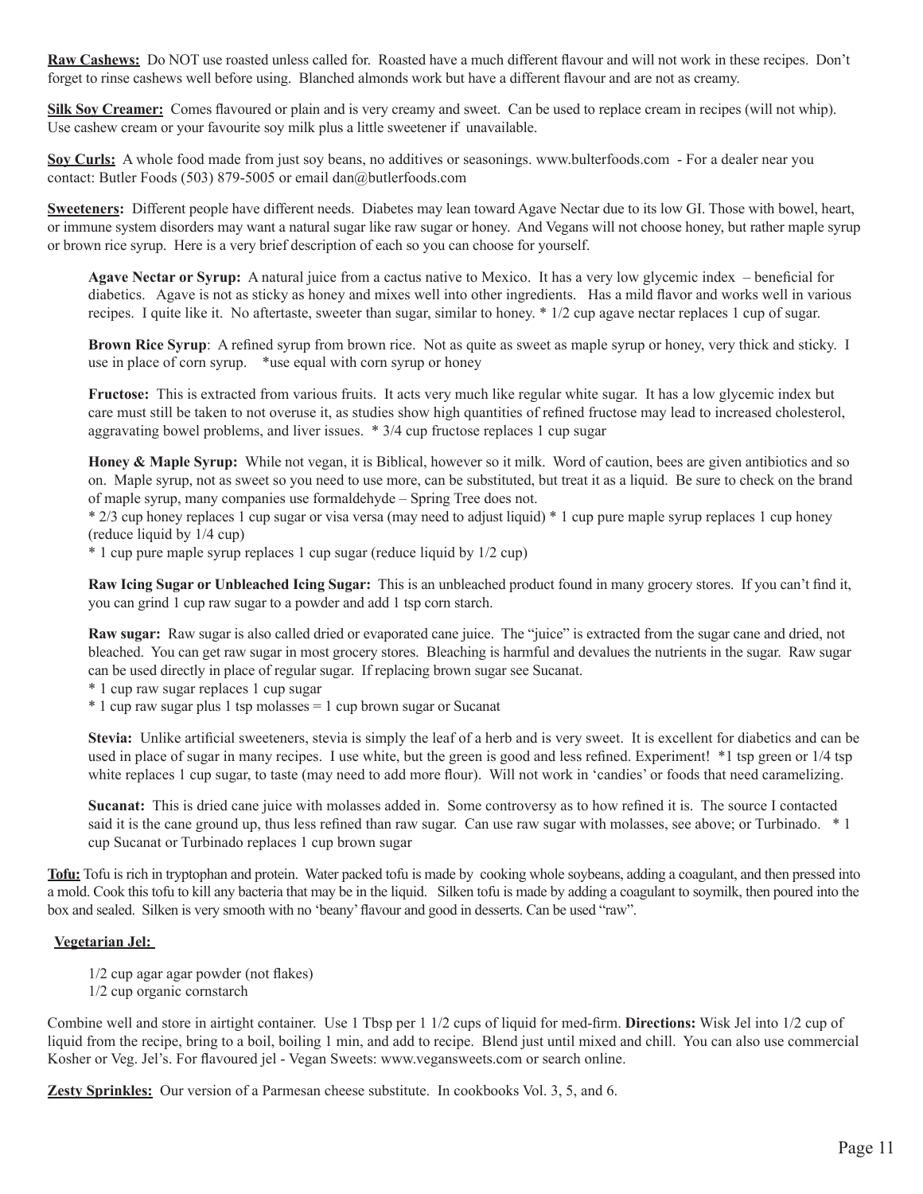**Raw Cashews:** Do NOT use roasted unless called for. Roasted have a much different flavour and will not work in these recipes. Don't forget to rinse cashews well before using. Blanched almonds work but have a different flavour and are not as creamy.

**Silk Soy Creamer:** Comes flavoured or plain and is very creamy and sweet. Can be used to replace cream in recipes (will not whip). Use cashew cream or your favourite soy milk plus a little sweetener if unavailable.

**Soy Curls:** A whole food made from just soy beans, no additives or seasonings. www.bulterfoods.com - For a dealer near you contact: Butler Foods (503) 879-5005 or email dan@butlerfoods.com

**Sweeteners:** Different people have different needs. Diabetes may lean toward Agave Nectar due to its low GI. Those with bowel, heart, or immune system disorders may want a natural sugar like raw sugar or honey. And Vegans will not choose honey, but rather maple syrup or brown rice syrup. Here is a very brief description of each so you can choose for yourself.

**Agave Nectar or Syrup:** A natural juice from a cactus native to Mexico. It has a very low glycemic index – beneficial for diabetics. Agave is not as sticky as honey and mixes well into other ingredients. Has a mild flavor and works well in various recipes. I quite like it. No aftertaste, sweeter than sugar, similar to honey. * 1/2 cup agave nectar replaces 1 cup of sugar.

**Brown Rice Syrup**: A refined syrup from brown rice. Not as quite as sweet as maple syrup or honey, very thick and sticky. I use in place of corn syrup. *use equal with corn syrup or honey

**Fructose:** This is extracted from various fruits. It acts very much like regular white sugar. It has a low glycemic index but care must still be taken to not overuse it, as studies show high quantities of refined fructose may lead to increased cholesterol, aggravating bowel problems, and liver issues. * 3/4 cup fructose replaces 1 cup sugar

**Honey & Maple Syrup:** While not vegan, it is Biblical, however so it milk. Word of caution, bees are given antibiotics and so on. Maple syrup, not as sweet so you need to use more, can be substituted, but treat it as a liquid. Be sure to check on the brand of maple syrup, many companies use formaldehyde – Spring Tree does not.

* 2/3 cup honey replaces 1 cup sugar or visa versa (may need to adjust liquid) * 1 cup pure maple syrup replaces 1 cup honey (reduce liquid by 1/4 cup)

* 1 cup pure maple syrup replaces 1 cup sugar (reduce liquid by 1/2 cup)

**Raw Icing Sugar or Unbleached Icing Sugar:** This is an unbleached product found in many grocery stores. If you can't find it, you can grind 1 cup raw sugar to a powder and add 1 tsp corn starch.

**Raw sugar:** Raw sugar is also called dried or evaporated cane juice. The "juice" is extracted from the sugar cane and dried, not bleached. You can get raw sugar in most grocery stores. Bleaching is harmful and devalues the nutrients in the sugar. Raw sugar can be used directly in place of regular sugar. If replacing brown sugar see Sucanat.

* 1 cup raw sugar replaces 1 cup sugar

* 1 cup raw sugar plus 1 tsp molasses = 1 cup brown sugar or Sucanat

**Stevia:** Unlike artificial sweeteners, stevia is simply the leaf of a herb and is very sweet. It is excellent for diabetics and can be used in place of sugar in many recipes. I use white, but the green is good and less refined. Experiment! *1 tsp green or 1/4 tsp white replaces 1 cup sugar, to taste (may need to add more flour). Will not work in 'candies' or foods that need caramelizing.

**Sucanat:** This is dried cane juice with molasses added in. Some controversy as to how refined it is. The source I contacted said it is the cane ground up, thus less refined than raw sugar. Can use raw sugar with molasses, see above; or Turbinado. * 1 cup Sucanat or Turbinado replaces 1 cup brown sugar

**Tofu:** Tofu is rich in tryptophan and protein. Water packed tofu is made by cooking whole soybeans, adding a coagulant, and then pressed into a mold. Cook this tofu to kill any bacteria that may be in the liquid. Silken tofu is made by adding a coagulant to soymilk, then poured into the box and sealed. Silken is very smooth with no 'beany' flavour and good in desserts. Can be used "raw".

**Vegetarian Jel:**

1/2 cup agar agar powder (not flakes)
1/2 cup organic cornstarch

Combine well and store in airtight container. Use 1 Tbsp per 1 1/2 cups of liquid for med-firm. **Directions:** Wisk Jel into 1/2 cup of liquid from the recipe, bring to a boil, boiling 1 min, and add to recipe. Blend just until mixed and chill. You can also use commercial Kosher or Veg. Jel's. For flavoured jel - Vegan Sweets: www.vegansweets.com or search online.

**Zesty Sprinkles:** Our version of a Parmesan cheese substitute. In cookbooks Vol. 3, 5, and 6.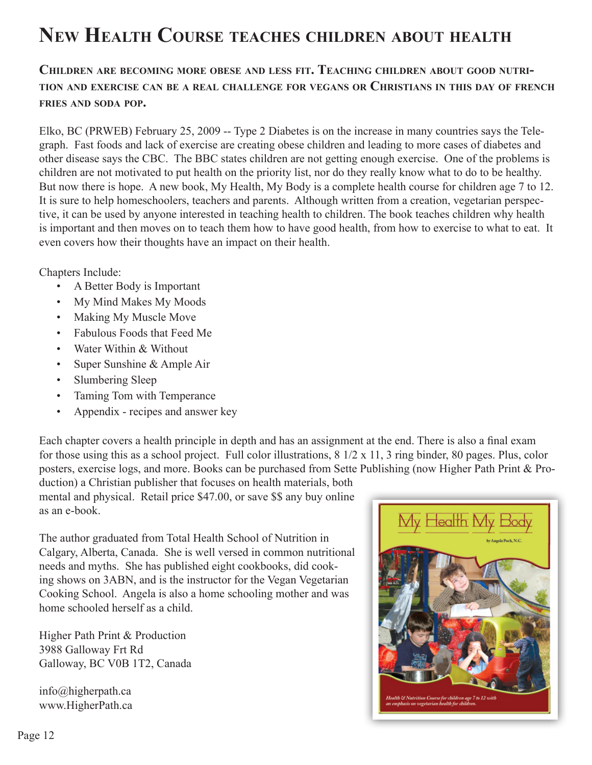# New Health Course teaches children about health

**Children are becoming more obese and less fit. Teaching children about good nutrition and exercise can be a real challenge for vegans or Christians in this day of french fries and soda pop.**

Elko, BC (PRWEB) February 25, 2009 -- Type 2 Diabetes is on the increase in many countries says the Telegraph. Fast foods and lack of exercise are creating obese children and leading to more cases of diabetes and other disease says the CBC. The BBC states children are not getting enough exercise. One of the problems is children are not motivated to put health on the priority list, nor do they really know what to do to be healthy. But now there is hope. A new book, My Health, My Body is a complete health course for children age 7 to 12. It is sure to help homeschoolers, teachers and parents. Although written from a creation, vegetarian perspective, it can be used by anyone interested in teaching health to children. The book teaches children why health is important and then moves on to teach them how to have good health, from how to exercise to what to eat. It even covers how their thoughts have an impact on their health.

Chapters Include:

- A Better Body is Important
- My Mind Makes My Moods
- Making My Muscle Move
- Fabulous Foods that Feed Me
- Water Within & Without
- Super Sunshine & Ample Air
- Slumbering Sleep
- Taming Tom with Temperance
- Appendix - recipes and answer key

Each chapter covers a health principle in depth and has an assignment at the end. There is also a final exam for those using this as a school project. Full color illustrations, 8 1/2 x 11, 3 ring binder, 80 pages. Plus, color posters, exercise logs, and more. Books can be purchased from Sette Publishing (now Higher Path Print & Production) a Christian publisher that focuses on health materials, both mental and physical. Retail price $47.00, or save $$ any buy online as an e-book.

The author graduated from Total Health School of Nutrition in Calgary, Alberta, Canada. She is well versed in common nutritional needs and myths. She has published eight cookbooks, did cooking shows on 3ABN, and is the instructor for the Vegan Vegetarian Cooking School. Angela is also a home schooling mother and was home schooled herself as a child.

Higher Path Print & Production
3988 Galloway Frt Rd
Galloway, BC V0B 1T2, Canada

info@higherpath.ca
www.HigherPath.ca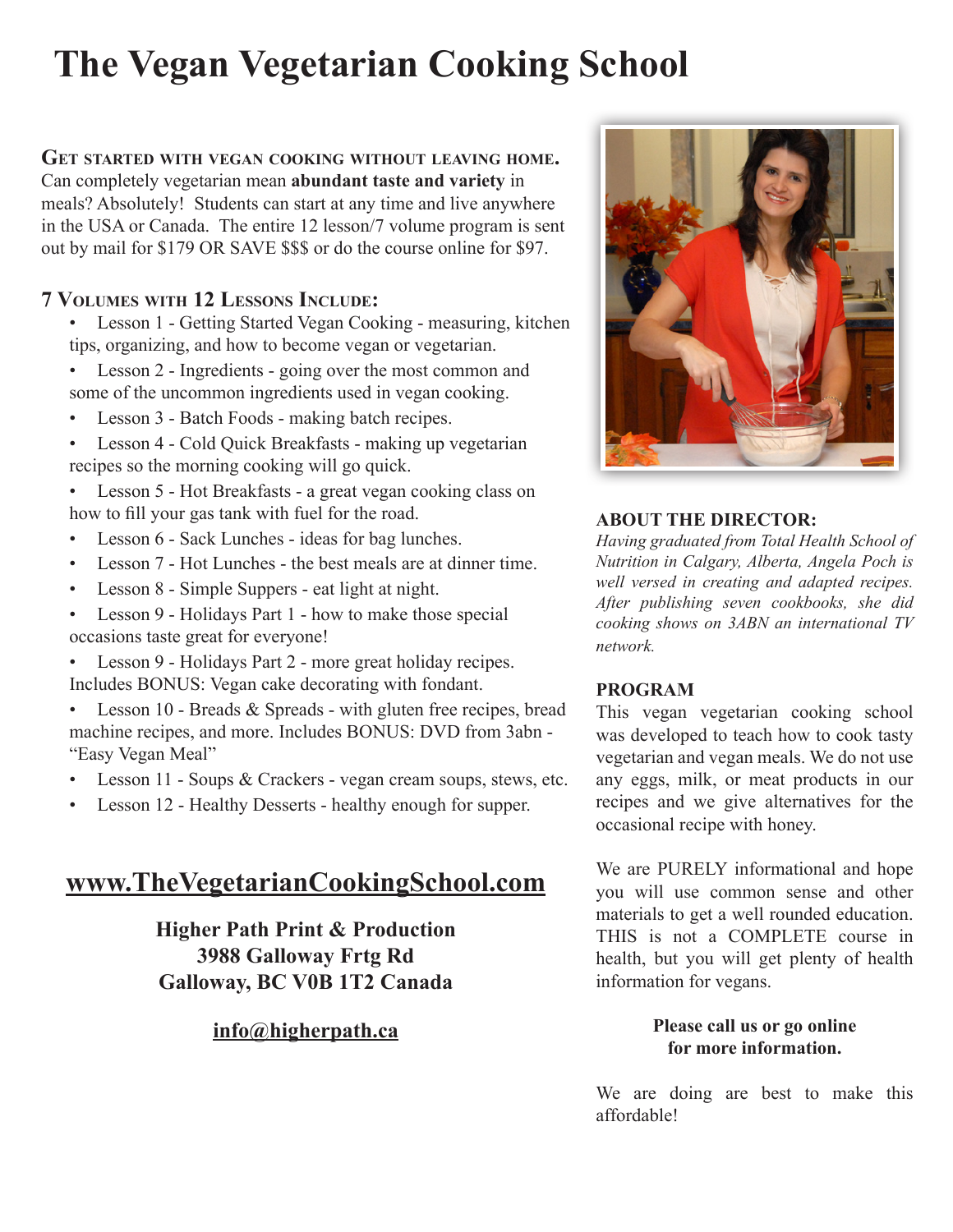# The Vegan Vegetarian Cooking School

**Get started with vegan cooking without leaving home.**
Can completely vegetarian mean **abundant taste and variety** in meals? Absolutely! Students can start at any time and live anywhere in the USA or Canada. The entire 12 lesson/7 volume program is sent out by mail for $179 OR SAVE $$$ or do the course online for $97.

### 7 Volumes with 12 Lessons Include:

- Lesson 1 - Getting Started Vegan Cooking - measuring, kitchen tips, organizing, and how to become vegan or vegetarian.
- Lesson 2 - Ingredients - going over the most common and some of the uncommon ingredients used in vegan cooking.
- Lesson 3 - Batch Foods - making batch recipes.
- Lesson 4 - Cold Quick Breakfasts - making up vegetarian recipes so the morning cooking will go quick.
- Lesson 5 - Hot Breakfasts - a great vegan cooking class on how to fill your gas tank with fuel for the road.
- Lesson 6 - Sack Lunches - ideas for bag lunches.
- Lesson 7 - Hot Lunches - the best meals are at dinner time.
- Lesson 8 - Simple Suppers - eat light at night.
- Lesson 9 - Holidays Part 1 - how to make those special occasions taste great for everyone!
- Lesson 9 - Holidays Part 2 - more great holiday recipes. Includes BONUS: Vegan cake decorating with fondant.
- Lesson 10 - Breads & Spreads - with gluten free recipes, bread machine recipes, and more. Includes BONUS: DVD from 3abn - "Easy Vegan Meal"
- Lesson 11 - Soups & Crackers - vegan cream soups, stews, etc.
- Lesson 12 - Healthy Desserts - healthy enough for supper.

## www.TheVegetarianCookingSchool.com

**Higher Path Print & Production**
**3988 Galloway Frtg Rd**
**Galloway, BC V0B 1T2 Canada**

**info@higherpath.ca**

### ABOUT THE DIRECTOR:

*Having graduated from Total Health School of Nutrition in Calgary, Alberta, Angela Poch is well versed in creating and adapted recipes. After publishing seven cookbooks, she did cooking shows on 3ABN an international TV network.*

### PROGRAM

This vegan vegetarian cooking school was developed to teach how to cook tasty vegetarian and vegan meals. We do not use any eggs, milk, or meat products in our recipes and we give alternatives for the occasional recipe with honey.

We are PURELY informational and hope you will use common sense and other materials to get a well rounded education. THIS is not a COMPLETE course in health, but you will get plenty of health information for vegans.

**Please call us or go online for more information.**

We are doing are best to make this affordable!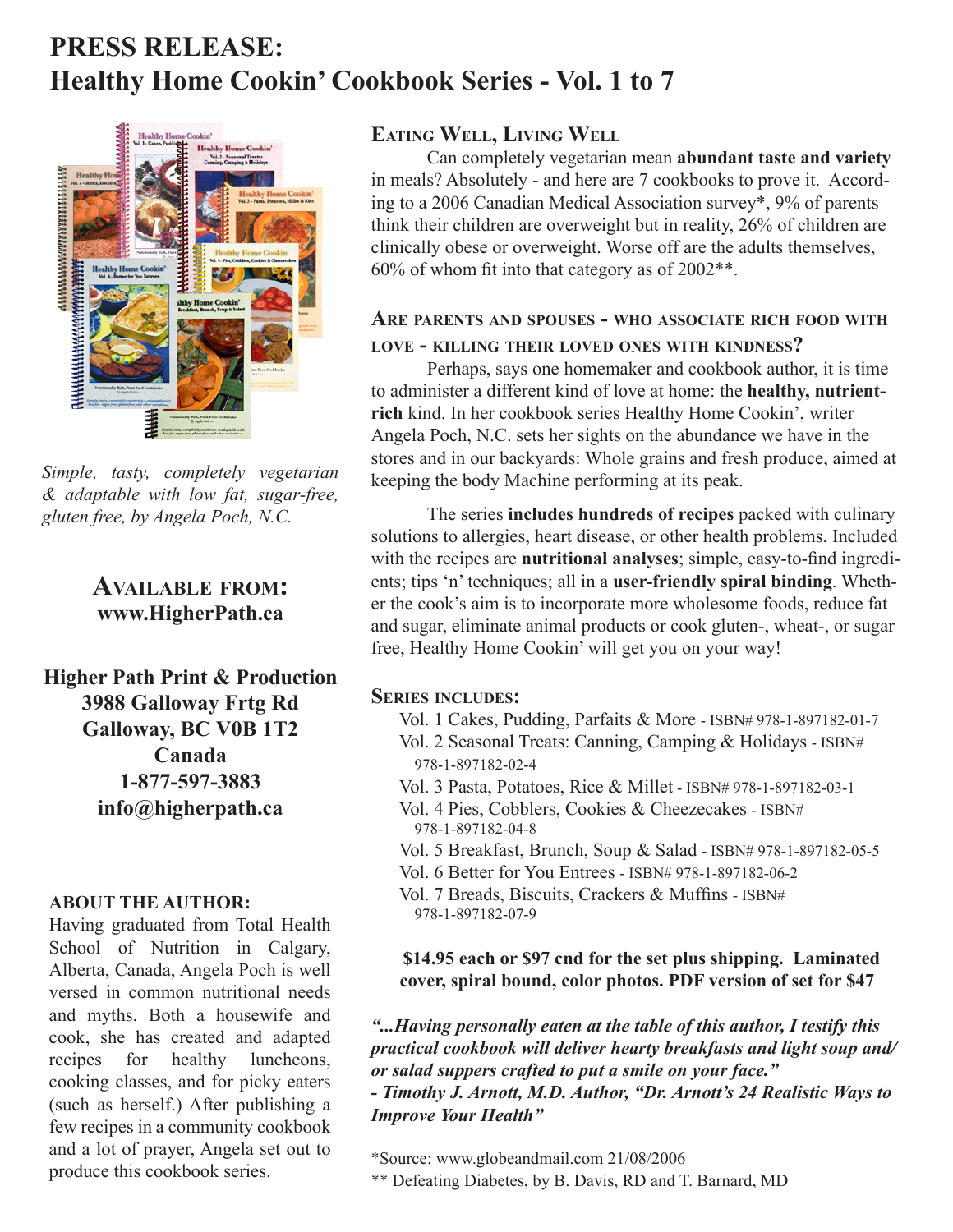# PRESS RELEASE:
# Healthy Home Cookin' Cookbook Series - Vol. 1 to 7

*Simple, tasty, completely vegetarian & adaptable with low fat, sugar-free, gluten free, by Angela Poch, N.C.*

## Available from:
**www.HigherPath.ca**

**Higher Path Print & Production**
**3988 Galloway Frtg Rd**
**Galloway, BC V0B 1T2**
**Canada**
**1-877-597-3883**
**info@higherpath.ca**

### ABOUT THE AUTHOR:

Having graduated from Total Health School of Nutrition in Calgary, Alberta, Canada, Angela Poch is well versed in common nutritional needs and myths. Both a housewife and cook, she has created and adapted recipes for healthy luncheons, cooking classes, and for picky eaters (such as herself.) After publishing a few recipes in a community cookbook and a lot of prayer, Angela set out to produce this cookbook series.

## Eating Well, Living Well

Can completely vegetarian mean **abundant taste and variety** in meals? Absolutely - and here are 7 cookbooks to prove it. According to a 2006 Canadian Medical Association survey*, 9% of parents think their children are overweight but in reality, 26% of children are clinically obese or overweight. Worse off are the adults themselves, 60% of whom fit into that category as of 2002**.

## Are parents and spouses - who associate rich food with love - killing their loved ones with kindness?

Perhaps, says one homemaker and cookbook author, it is time to administer a different kind of love at home: the **healthy, nutrient-rich** kind. In her cookbook series Healthy Home Cookin', writer Angela Poch, N.C. sets her sights on the abundance we have in the stores and in our backyards: Whole grains and fresh produce, aimed at keeping the body Machine performing at its peak.

The series **includes hundreds of recipes** packed with culinary solutions to allergies, heart disease, or other health problems. Included with the recipes are **nutritional analyses**; simple, easy-to-find ingredients; tips 'n' techniques; all in a **user-friendly spiral binding**. Whether the cook's aim is to incorporate more wholesome foods, reduce fat and sugar, eliminate animal products or cook gluten-, wheat-, or sugar free, Healthy Home Cookin' will get you on your way!

## Series includes:

- Vol. 1 Cakes, Pudding, Parfaits & More - ISBN# 978-1-897182-01-7
- Vol. 2 Seasonal Treats: Canning, Camping & Holidays - ISBN# 978-1-897182-02-4
- Vol. 3 Pasta, Potatoes, Rice & Millet - ISBN# 978-1-897182-03-1
- Vol. 4 Pies, Cobblers, Cookies & Cheezecakes - ISBN# 978-1-897182-04-8
- Vol. 5 Breakfast, Brunch, Soup & Salad - ISBN# 978-1-897182-05-5
- Vol. 6 Better for You Entrees - ISBN# 978-1-897182-06-2
- Vol. 7 Breads, Biscuits, Crackers & Muffins - ISBN# 978-1-897182-07-9

**$14.95 each or $97 cnd for the set plus shipping. Laminated cover, spiral bound, color photos. PDF version of set for $47**

***"...Having personally eaten at the table of this author, I testify this practical cookbook will deliver hearty breakfasts and light soup and/or salad suppers crafted to put a smile on your face."***
***- Timothy J. Arnott, M.D. Author, "Dr. Arnott's 24 Realistic Ways to Improve Your Health"***

*Source: www.globeandmail.com 21/08/2006
** Defeating Diabetes, by B. Davis, RD and T. Barnard, MD